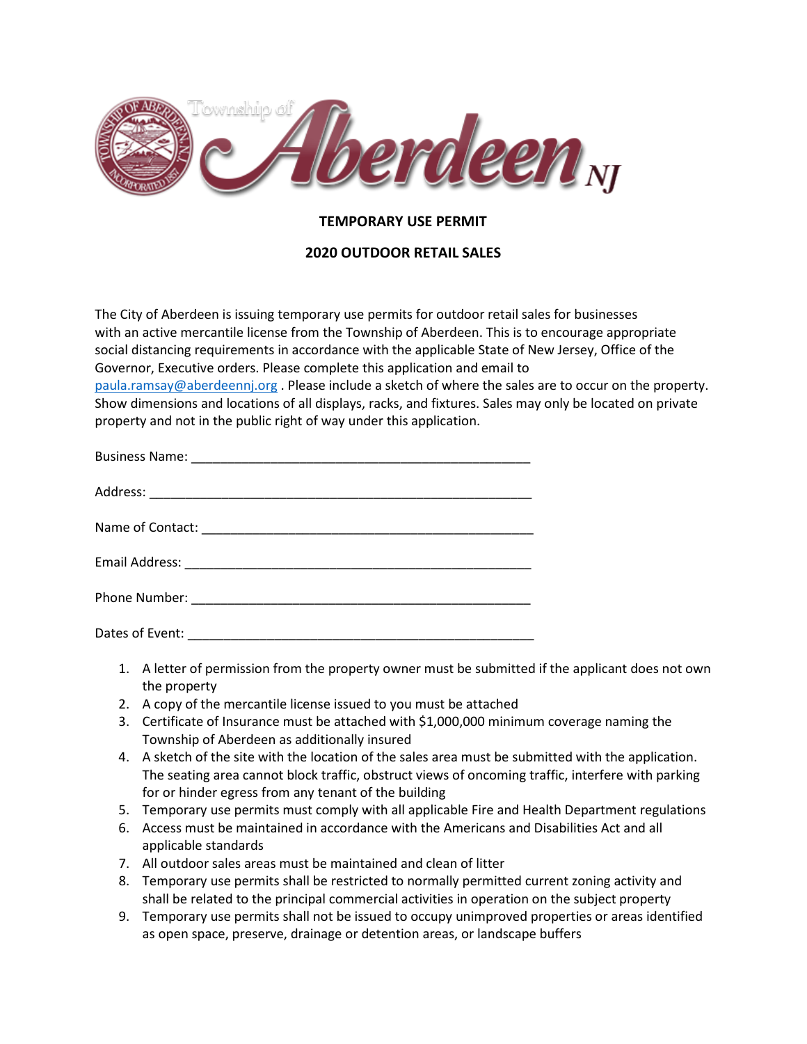# Township of Aberdeen NJ

## TEMPORARY USE PERMIT

## 2020 OUTDOOR RETAIL SALES

The City of Aberdeen is issuing temporary use permits for outdoor retail sales for businesses with an active mercantile license from the Township of Aberdeen. This is to encourage appropriate social distancing requirements in accordance with the applicable State of New Jersey, Office of the Governor, Executive orders. Please complete this application and email to paula.ramsay@aberdeennj.org . Please include a sketch of where the sales are to occur on the property. Show dimensions and locations of all displays, racks, and fixtures. Sales may only be located on private property and not in the public right of way under this application.

Business Name: _______________________________________________

Address: ____________________________________________________

Name of Contact: _____________________________________________

Email Address: _______________________________________________

Phone Number: _______________________________________________

Dates of Event: _______________________________________________

1. A letter of permission from the property owner must be submitted if the applicant does not own the property
2. A copy of the mercantile license issued to you must be attached
3. Certificate of Insurance must be attached with $1,000,000 minimum coverage naming the Township of Aberdeen as additionally insured
4. A sketch of the site with the location of the sales area must be submitted with the application. The seating area cannot block traffic, obstruct views of oncoming traffic, interfere with parking for or hinder egress from any tenant of the building
5. Temporary use permits must comply with all applicable Fire and Health Department regulations
6. Access must be maintained in accordance with the Americans and Disabilities Act and all applicable standards
7. All outdoor sales areas must be maintained and clean of litter
8. Temporary use permits shall be restricted to normally permitted current zoning activity and shall be related to the principal commercial activities in operation on the subject property
9. Temporary use permits shall not be issued to occupy unimproved properties or areas identified as open space, preserve, drainage or detention areas, or landscape buffers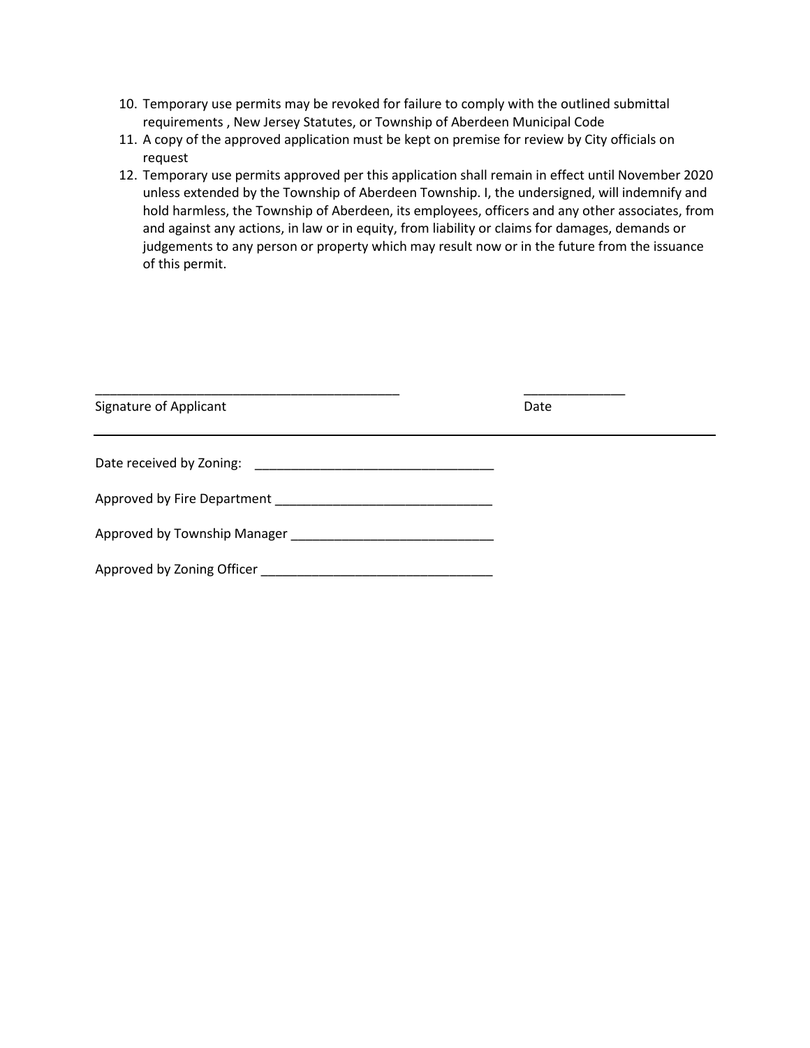10. Temporary use permits may be revoked for failure to comply with the outlined submittal requirements , New Jersey Statutes, or Township of Aberdeen Municipal Code
11. A copy of the approved application must be kept on premise for review by City officials on request
12. Temporary use permits approved per this application shall remain in effect until November 2020 unless extended by the Township of Aberdeen Township. I, the undersigned, will indemnify and hold harmless, the Township of Aberdeen, its employees, officers and any other associates, from and against any actions, in law or in equity, from liability or claims for damages, demands or judgements to any person or property which may result now or in the future from the issuance of this permit.

___________________________________________ ______________

Signature of Applicant Date

---

Date received by Zoning: _________________________________

Approved by Fire Department ______________________________

Approved by Township Manager ____________________________

Approved by Zoning Officer ________________________________